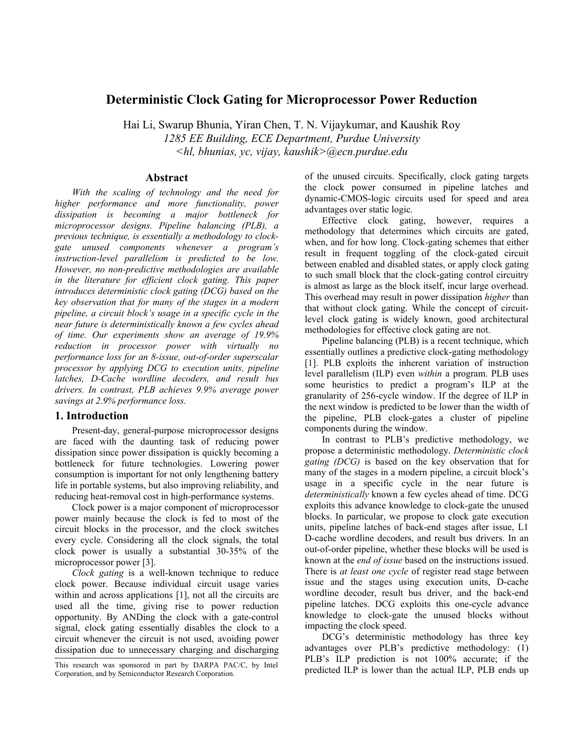# Deterministic Clock Gating for Microprocessor Power Reduction

Hai Li, Swarup Bhunia, Yiran Chen, T. N. Vijaykumar, and Kaushik Roy
*1285 EE Building, ECE Department, Purdue University*
*<hl, bhunias, yc, vijay, kaushik>@ecn.purdue.edu*

## Abstract

*With the scaling of technology and the need for higher performance and more functionality, power dissipation is becoming a major bottleneck for microprocessor designs. Pipeline balancing (PLB), a previous technique, is essentially a methodology to clock-gate unused components whenever a program's instruction-level parallelism is predicted to be low. However, no non-predictive methodologies are available in the literature for efficient clock gating. This paper introduces deterministic clock gating (DCG) based on the key observation that for many of the stages in a modern pipeline, a circuit block's usage in a specific cycle in the near future is deterministically known a few cycles ahead of time. Our experiments show an average of 19.9% reduction in processor power with virtually no performance loss for an 8-issue, out-of-order superscalar processor by applying DCG to execution units, pipeline latches, D-Cache wordline decoders, and result bus drivers. In contrast, PLB achieves 9.9% average power savings at 2.9% performance loss.*

## 1. Introduction

Present-day, general-purpose microprocessor designs are faced with the daunting task of reducing power dissipation since power dissipation is quickly becoming a bottleneck for future technologies. Lowering power consumption is important for not only lengthening battery life in portable systems, but also improving reliability, and reducing heat-removal cost in high-performance systems.

Clock power is a major component of microprocessor power mainly because the clock is fed to most of the circuit blocks in the processor, and the clock switches every cycle. Considering all the clock signals, the total clock power is usually a substantial 30-35% of the microprocessor power [3].

*Clock gating* is a well-known technique to reduce clock power. Because individual circuit usage varies within and across applications [1], not all the circuits are used all the time, giving rise to power reduction opportunity. By ANDing the clock with a gate-control signal, clock gating essentially disables the clock to a circuit whenever the circuit is not used, avoiding power dissipation due to unnecessary charging and discharging of the unused circuits. Specifically, clock gating targets the clock power consumed in pipeline latches and dynamic-CMOS-logic circuits used for speed and area advantages over static logic.

Effective clock gating, however, requires a methodology that determines which circuits are gated, when, and for how long. Clock-gating schemes that either result in frequent toggling of the clock-gated circuit between enabled and disabled states, or apply clock gating to such small block that the clock-gating control circuitry is almost as large as the block itself, incur large overhead. This overhead may result in power dissipation *higher* than that without clock gating. While the concept of circuit-level clock gating is widely known, good architectural methodologies for effective clock gating are not.

Pipeline balancing (PLB) is a recent technique, which essentially outlines a predictive clock-gating methodology [1]. PLB exploits the inherent variation of instruction level parallelism (ILP) even *within* a program. PLB uses some heuristics to predict a program's ILP at the granularity of 256-cycle window. If the degree of ILP in the next window is predicted to be lower than the width of the pipeline, PLB clock-gates a cluster of pipeline components during the window.

In contrast to PLB's predictive methodology, we propose a deterministic methodology. *Deterministic clock gating (DCG)* is based on the key observation that for many of the stages in a modern pipeline, a circuit block's usage in a specific cycle in the near future is *deterministically* known a few cycles ahead of time. DCG exploits this advance knowledge to clock-gate the unused blocks. In particular, we propose to clock gate execution units, pipeline latches of back-end stages after issue, L1 D-cache wordline decoders, and result bus drivers. In an out-of-order pipeline, whether these blocks will be used is known at the *end of issue* based on the instructions issued. There is *at least one cycle* of register read stage between issue and the stages using execution units, D-cache wordline decoder, result bus driver, and the back-end pipeline latches. DCG exploits this one-cycle advance knowledge to clock-gate the unused blocks without impacting the clock speed.

DCG's deterministic methodology has three key advantages over PLB's predictive methodology: (1) PLB's ILP prediction is not 100% accurate; if the predicted ILP is lower than the actual ILP, PLB ends up

This research was sponsored in part by DARPA PAC/C, by Intel Corporation, and by Semiconductor Research Corporation.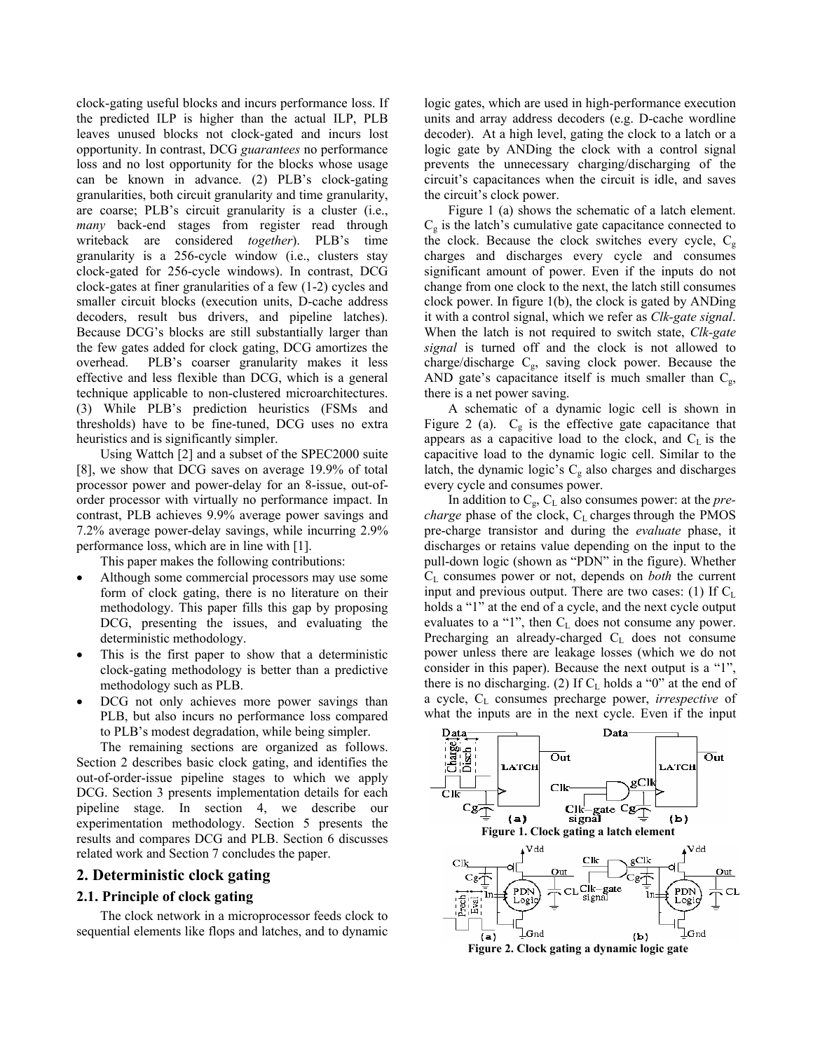clock-gating useful blocks and incurs performance loss. If the predicted ILP is higher than the actual ILP, PLB leaves unused blocks not clock-gated and incurs lost opportunity. In contrast, DCG *guarantees* no performance loss and no lost opportunity for the blocks whose usage can be known in advance. (2) PLB's clock-gating granularities, both circuit granularity and time granularity, are coarse; PLB's circuit granularity is a cluster (i.e., *many* back-end stages from register read through writeback are considered *together*). PLB's time granularity is a 256-cycle window (i.e., clusters stay clock-gated for 256-cycle windows). In contrast, DCG clock-gates at finer granularities of a few (1-2) cycles and smaller circuit blocks (execution units, D-cache address decoders, result bus drivers, and pipeline latches). Because DCG's blocks are still substantially larger than the few gates added for clock gating, DCG amortizes the overhead. PLB's coarser granularity makes it less effective and less flexible than DCG, which is a general technique applicable to non-clustered microarchitectures. (3) While PLB's prediction heuristics (FSMs and thresholds) have to be fine-tuned, DCG uses no extra heuristics and is significantly simpler.

Using Wattch [2] and a subset of the SPEC2000 suite [8], we show that DCG saves on average 19.9% of total processor power and power-delay for an 8-issue, out-of-order processor with virtually no performance impact. In contrast, PLB achieves 9.9% average power savings and 7.2% average power-delay savings, while incurring 2.9% performance loss, which are in line with [1].

This paper makes the following contributions:

- Although some commercial processors may use some form of clock gating, there is no literature on their methodology. This paper fills this gap by proposing DCG, presenting the issues, and evaluating the deterministic methodology.
- This is the first paper to show that a deterministic clock-gating methodology is better than a predictive methodology such as PLB.
- DCG not only achieves more power savings than PLB, but also incurs no performance loss compared to PLB's modest degradation, while being simpler.

The remaining sections are organized as follows. Section 2 describes basic clock gating, and identifies the out-of-order-issue pipeline stages to which we apply DCG. Section 3 presents implementation details for each pipeline stage. In section 4, we describe our experimentation methodology. Section 5 presents the results and compares DCG and PLB. Section 6 discusses related work and Section 7 concludes the paper.

## 2. Deterministic clock gating

### 2.1. Principle of clock gating

The clock network in a microprocessor feeds clock to sequential elements like flops and latches, and to dynamic logic gates, which are used in high-performance execution units and array address decoders (e.g. D-cache wordline decoder). At a high level, gating the clock to a latch or a logic gate by ANDing the clock with a control signal prevents the unnecessary charging/discharging of the circuit's capacitances when the circuit is idle, and saves the circuit's clock power.

Figure 1 (a) shows the schematic of a latch element. $C_g$ is the latch's cumulative gate capacitance connected to the clock. Because the clock switches every cycle, $C_g$ charges and discharges every cycle and consumes significant amount of power. Even if the inputs do not change from one clock to the next, the latch still consumes clock power. In figure 1(b), the clock is gated by ANDing it with a control signal, which we refer as *Clk-gate signal*. When the latch is not required to switch state, *Clk-gate signal* is turned off and the clock is not allowed to charge/discharge $C_g$, saving clock power. Because the AND gate's capacitance itself is much smaller than $C_g$, there is a net power saving.

A schematic of a dynamic logic cell is shown in Figure 2 (a). $C_g$ is the effective gate capacitance that appears as a capacitive load to the clock, and $C_L$ is the capacitive load to the dynamic logic cell. Similar to the latch, the dynamic logic's $C_g$ also charges and discharges every cycle and consumes power.

In addition to $C_g$, $C_L$ also consumes power: at the *pre-charge* phase of the clock, $C_L$ charges through the PMOS pre-charge transistor and during the *evaluate* phase, it discharges or retains value depending on the input to the pull-down logic (shown as "PDN" in the figure). Whether $C_L$ consumes power or not, depends on *both* the current input and previous output. There are two cases: (1) If $C_L$ holds a "1" at the end of a cycle, and the next cycle output evaluates to a "1", then $C_L$ does not consume any power. Precharging an already-charged $C_L$ does not consume power unless there are leakage losses (which we do not consider in this paper). Because the next output is a "1", there is no discharging. (2) If $C_L$ holds a "0" at the end of a cycle, $C_L$ consumes precharge power, *irrespective* of what the inputs are in the next cycle. Even if the input

**Figure 1. Clock gating a latch element**

**Figure 2. Clock gating a dynamic logic gate**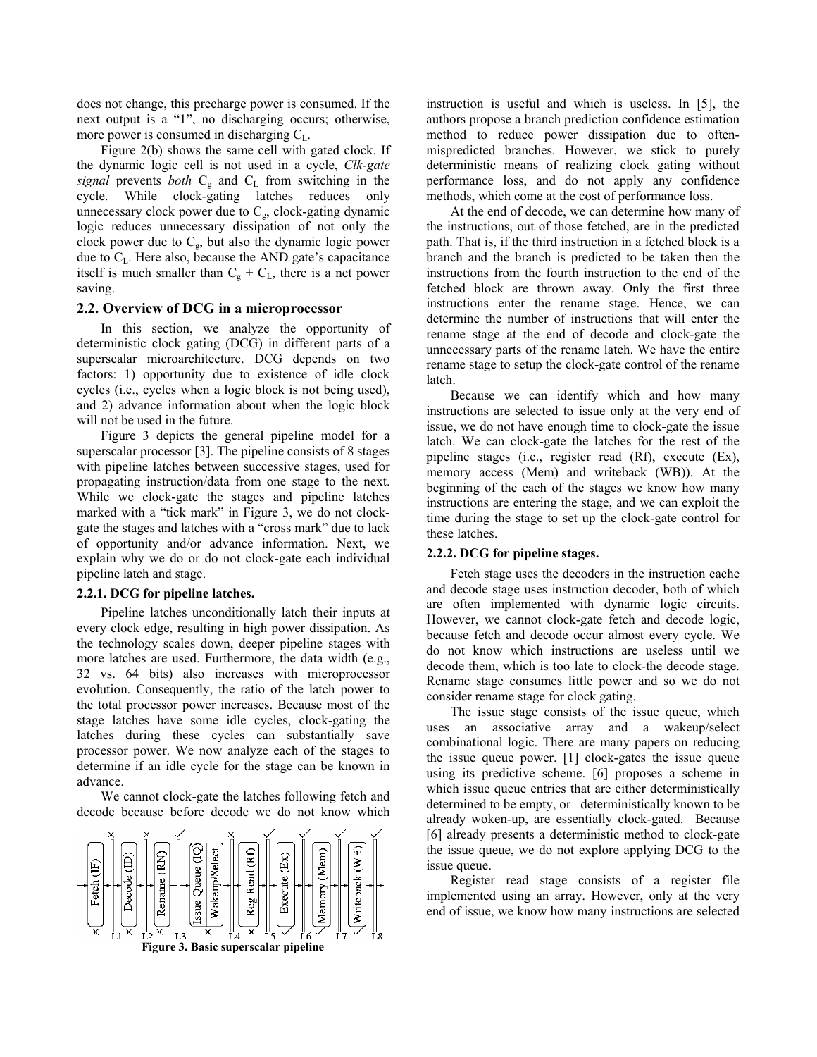does not change, this precharge power is consumed. If the next output is a "1", no discharging occurs; otherwise, more power is consumed in discharging $C_L$.

Figure 2(b) shows the same cell with gated clock. If the dynamic logic cell is not used in a cycle, *Clk-gate signal* prevents *both* $C_g$ and $C_L$ from switching in the cycle. While clock-gating latches reduces only unnecessary clock power due to $C_g$, clock-gating dynamic logic reduces unnecessary dissipation of not only the clock power due to $C_g$, but also the dynamic logic power due to $C_L$. Here also, because the AND gate's capacitance itself is much smaller than $C_g + C_L$, there is a net power saving.

## 2.2. Overview of DCG in a microprocessor

In this section, we analyze the opportunity of deterministic clock gating (DCG) in different parts of a superscalar microarchitecture. DCG depends on two factors: 1) opportunity due to existence of idle clock cycles (i.e., cycles when a logic block is not being used), and 2) advance information about when the logic block will not be used in the future.

Figure 3 depicts the general pipeline model for a superscalar processor [3]. The pipeline consists of 8 stages with pipeline latches between successive stages, used for propagating instruction/data from one stage to the next. While we clock-gate the stages and pipeline latches marked with a "tick mark" in Figure 3, we do not clock-gate the stages and latches with a "cross mark" due to lack of opportunity and/or advance information. Next, we explain why we do or do not clock-gate each individual pipeline latch and stage.

### 2.2.1. DCG for pipeline latches.

Pipeline latches unconditionally latch their inputs at every clock edge, resulting in high power dissipation. As the technology scales down, deeper pipeline stages with more latches are used. Furthermore, the data width (e.g., 32 vs. 64 bits) also increases with microprocessor evolution. Consequently, the ratio of the latch power to the total processor power increases. Because most of the stage latches have some idle cycles, clock-gating the latches during these cycles can substantially save processor power. We now analyze each of the stages to determine if an idle cycle for the stage can be known in advance.

We cannot clock-gate the latches following fetch and decode because before decode we do not know which

Fetch (IF) Decode (ID) Rename (RN) Issue Queue (IQ) Wakeup/Select Reg Read (Rf) Execute (Ex) Memory (Mem) Writeback (WB)

L1 L2 L3 L4 L5 L6 L7 L8

**Figure 3. Basic superscalar pipeline**

instruction is useful and which is useless. In [5], the authors propose a branch prediction confidence estimation method to reduce power dissipation due to often-mispredicted branches. However, we stick to purely deterministic means of realizing clock gating without performance loss, and do not apply any confidence methods, which come at the cost of performance loss.

At the end of decode, we can determine how many of the instructions, out of those fetched, are in the predicted path. That is, if the third instruction in a fetched block is a branch and the branch is predicted to be taken then the instructions from the fourth instruction to the end of the fetched block are thrown away. Only the first three instructions enter the rename stage. Hence, we can determine the number of instructions that will enter the rename stage at the end of decode and clock-gate the unnecessary parts of the rename latch. We have the entire rename stage to setup the clock-gate control of the rename latch.

Because we can identify which and how many instructions are selected to issue only at the very end of issue, we do not have enough time to clock-gate the issue latch. We can clock-gate the latches for the rest of the pipeline stages (i.e., register read (Rf), execute (Ex), memory access (Mem) and writeback (WB)). At the beginning of the each of the stages we know how many instructions are entering the stage, and we can exploit the time during the stage to set up the clock-gate control for these latches.

### 2.2.2. DCG for pipeline stages.

Fetch stage uses the decoders in the instruction cache and decode stage uses instruction decoder, both of which are often implemented with dynamic logic circuits. However, we cannot clock-gate fetch and decode logic, because fetch and decode occur almost every cycle. We do not know which instructions are useless until we decode them, which is too late to clock-the decode stage. Rename stage consumes little power and so we do not consider rename stage for clock gating.

The issue stage consists of the issue queue, which uses an associative array and a wakeup/select combinational logic. There are many papers on reducing the issue queue power. [1] clock-gates the issue queue using its predictive scheme. [6] proposes a scheme in which issue queue entries that are either deterministically determined to be empty, or deterministically known to be already woken-up, are essentially clock-gated. Because [6] already presents a deterministic method to clock-gate the issue queue, we do not explore applying DCG to the issue queue.

Register read stage consists of a register file implemented using an array. However, only at the very end of issue, we know how many instructions are selected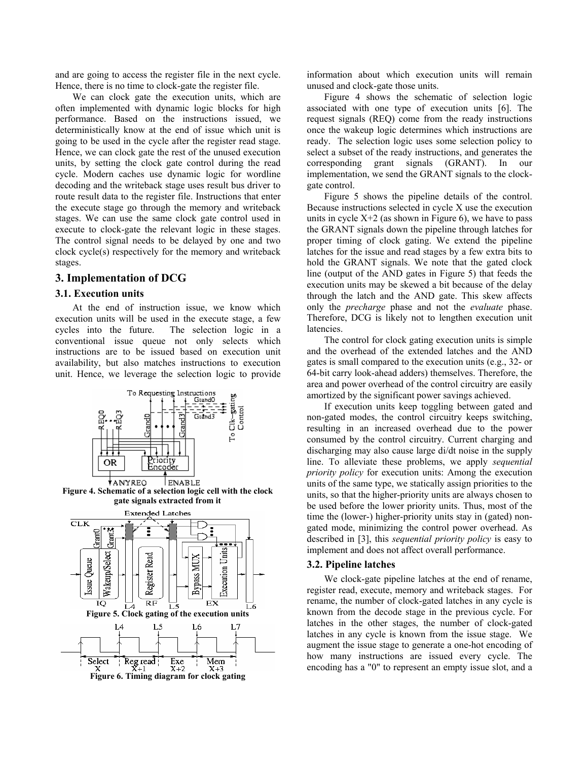and are going to access the register file in the next cycle. Hence, there is no time to clock-gate the register file.

We can clock gate the execution units, which are often implemented with dynamic logic blocks for high performance. Based on the instructions issued, we deterministically know at the end of issue which unit is going to be used in the cycle after the register read stage. Hence, we can clock gate the rest of the unused execution units, by setting the clock gate control during the read cycle. Modern caches use dynamic logic for wordline decoding and the writeback stage uses result bus driver to route result data to the register file. Instructions that enter the execute stage go through the memory and writeback stages. We can use the same clock gate control used in execute to clock-gate the relevant logic in these stages. The control signal needs to be delayed by one and two clock cycle(s) respectively for the memory and writeback stages.

## 3. Implementation of DCG

### 3.1. Execution units

At the end of instruction issue, we know which execution units will be used in the execute stage, a few cycles into the future. The selection logic in a conventional issue queue not only selects which instructions are to be issued based on execution unit availability, but also matches instructions to execution unit. Hence, we leverage the selection logic to provide information about which execution units will remain unused and clock-gate those units.

**Figure 4. Schematic of a selection logic cell with the clock gate signals extracted from it**

**Figure 5. Clock gating of the execution units**

**Figure 6. Timing diagram for clock gating**

Figure 4 shows the schematic of selection logic associated with one type of execution units [6]. The request signals (REQ) come from the ready instructions once the wakeup logic determines which instructions are ready. The selection logic uses some selection policy to select a subset of the ready instructions, and generates the corresponding grant signals (GRANT). In our implementation, we send the GRANT signals to the clock-gate control.

Figure 5 shows the pipeline details of the control. Because instructions selected in cycle X use the execution units in cycle X+2 (as shown in Figure 6), we have to pass the GRANT signals down the pipeline through latches for proper timing of clock gating. We extend the pipeline latches for the issue and read stages by a few extra bits to hold the GRANT signals. We note that the gated clock line (output of the AND gates in Figure 5) that feeds the execution units may be skewed a bit because of the delay through the latch and the AND gate. This skew affects only the *precharge* phase and not the *evaluate* phase. Therefore, DCG is likely not to lengthen execution unit latencies.

The control for clock gating execution units is simple and the overhead of the extended latches and the AND gates is small compared to the execution units (e.g., 32- or 64-bit carry look-ahead adders) themselves. Therefore, the area and power overhead of the control circuitry are easily amortized by the significant power savings achieved.

If execution units keep toggling between gated and non-gated modes, the control circuitry keeps switching, resulting in an increased overhead due to the power consumed by the control circuitry. Current charging and discharging may also cause large di/dt noise in the supply line. To alleviate these problems, we apply *sequential priority policy* for execution units: Among the execution units of the same type, we statically assign priorities to the units, so that the higher-priority units are always chosen to be used before the lower priority units. Thus, most of the time the (lower-) higher-priority units stay in (gated) non-gated mode, minimizing the control power overhead. As described in [3], this *sequential priority policy* is easy to implement and does not affect overall performance.

### 3.2. Pipeline latches

We clock-gate pipeline latches at the end of rename, register read, execute, memory and writeback stages. For rename, the number of clock-gated latches in any cycle is known from the decode stage in the previous cycle. For latches in the other stages, the number of clock-gated latches in any cycle is known from the issue stage. We augment the issue stage to generate a one-hot encoding of how many instructions are issued every cycle. The encoding has a "0" to represent an empty issue slot, and a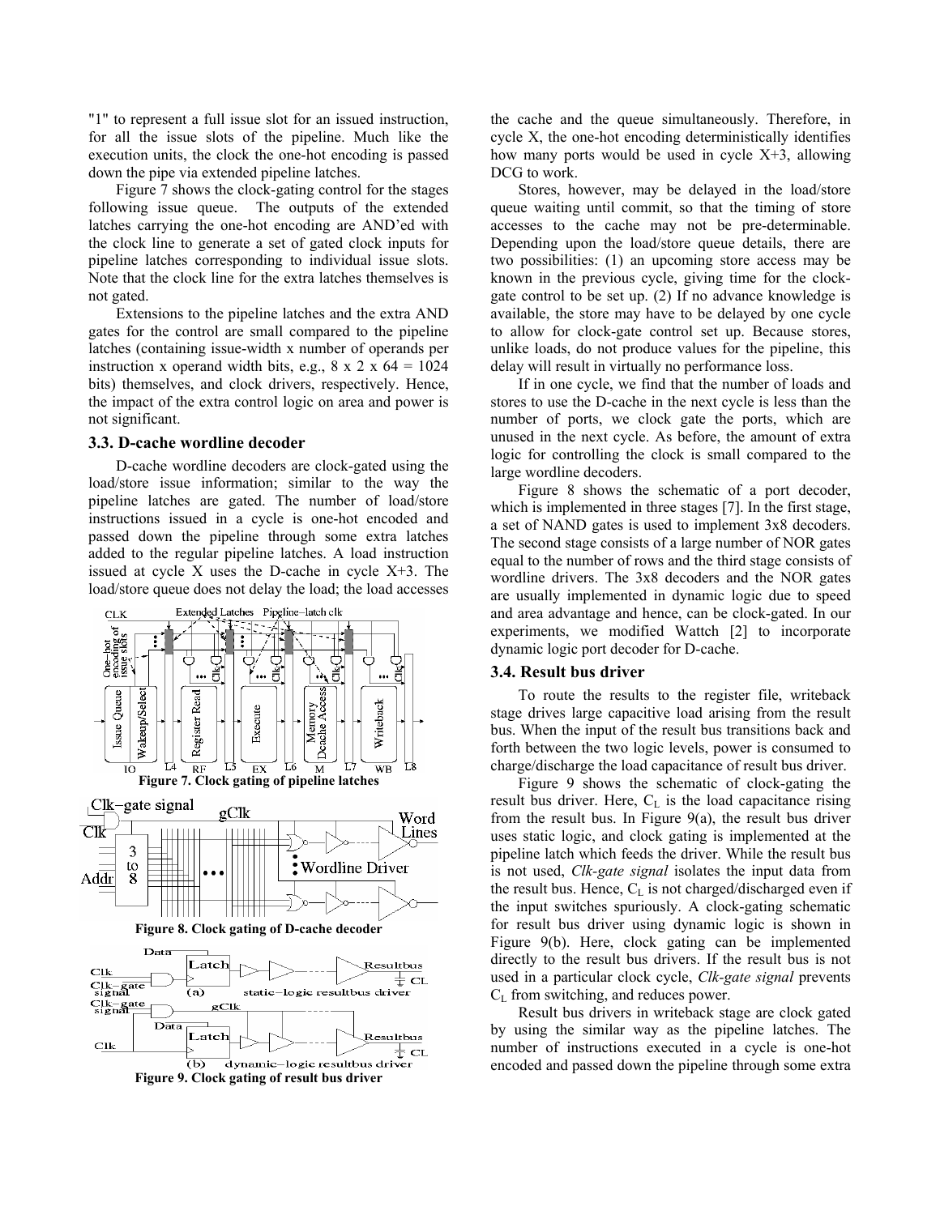"1" to represent a full issue slot for an issued instruction, for all the issue slots of the pipeline. Much like the execution units, the clock the one-hot encoding is passed down the pipe via extended pipeline latches.

Figure 7 shows the clock-gating control for the stages following issue queue. The outputs of the extended latches carrying the one-hot encoding are AND'ed with the clock line to generate a set of gated clock inputs for pipeline latches corresponding to individual issue slots. Note that the clock line for the extra latches themselves is not gated.

Extensions to the pipeline latches and the extra AND gates for the control are small compared to the pipeline latches (containing issue-width x number of operands per instruction x operand width bits, e.g., 8 x 2 x 64 = 1024 bits) themselves, and clock drivers, respectively. Hence, the impact of the extra control logic on area and power is not significant.

### 3.3. D-cache wordline decoder

D-cache wordline decoders are clock-gated using the load/store issue information; similar to the way the pipeline latches are gated. The number of load/store instructions issued in a cycle is one-hot encoded and passed down the pipeline through some extra latches added to the regular pipeline latches. A load instruction issued at cycle X uses the D-cache in cycle X+3. The load/store queue does not delay the load; the load accesses the cache and the queue simultaneously. Therefore, in cycle X, the one-hot encoding deterministically identifies how many ports would be used in cycle X+3, allowing DCG to work.

**Figure 7. Clock gating of pipeline latches**

**Figure 8. Clock gating of D-cache decoder**

**Figure 9. Clock gating of result bus driver**

Stores, however, may be delayed in the load/store queue waiting until commit, so that the timing of store accesses to the cache may not be pre-determinable. Depending upon the load/store queue details, there are two possibilities: (1) an upcoming store access may be known in the previous cycle, giving time for the clock-gate control to be set up. (2) If no advance knowledge is available, the store may have to be delayed by one cycle to allow for clock-gate control set up. Because stores, unlike loads, do not produce values for the pipeline, this delay will result in virtually no performance loss.

If in one cycle, we find that the number of loads and stores to use the D-cache in the next cycle is less than the number of ports, we clock gate the ports, which are unused in the next cycle. As before, the amount of extra logic for controlling the clock is small compared to the large wordline decoders.

Figure 8 shows the schematic of a port decoder, which is implemented in three stages [7]. In the first stage, a set of NAND gates is used to implement 3x8 decoders. The second stage consists of a large number of NOR gates equal to the number of rows and the third stage consists of wordline drivers. The 3x8 decoders and the NOR gates are usually implemented in dynamic logic due to speed and area advantage and hence, can be clock-gated. In our experiments, we modified Wattch [2] to incorporate dynamic logic port decoder for D-cache.

### 3.4. Result bus driver

To route the results to the register file, writeback stage drives large capacitive load arising from the result bus. When the input of the result bus transitions back and forth between the two logic levels, power is consumed to charge/discharge the load capacitance of result bus driver.

Figure 9 shows the schematic of clock-gating the result bus driver. Here, $C_L$ is the load capacitance rising from the result bus. In Figure 9(a), the result bus driver uses static logic, and clock gating is implemented at the pipeline latch which feeds the driver. While the result bus is not used, *Clk-gate signal* isolates the input data from the result bus. Hence, $C_L$ is not charged/discharged even if the input switches spuriously. A clock-gating schematic for result bus driver using dynamic logic is shown in Figure 9(b). Here, clock gating can be implemented directly to the result bus drivers. If the result bus is not used in a particular clock cycle, *Clk-gate signal* prevents $C_L$ from switching, and reduces power.

Result bus drivers in writeback stage are clock gated by using the similar way as the pipeline latches. The number of instructions executed in a cycle is one-hot encoded and passed down the pipeline through some extra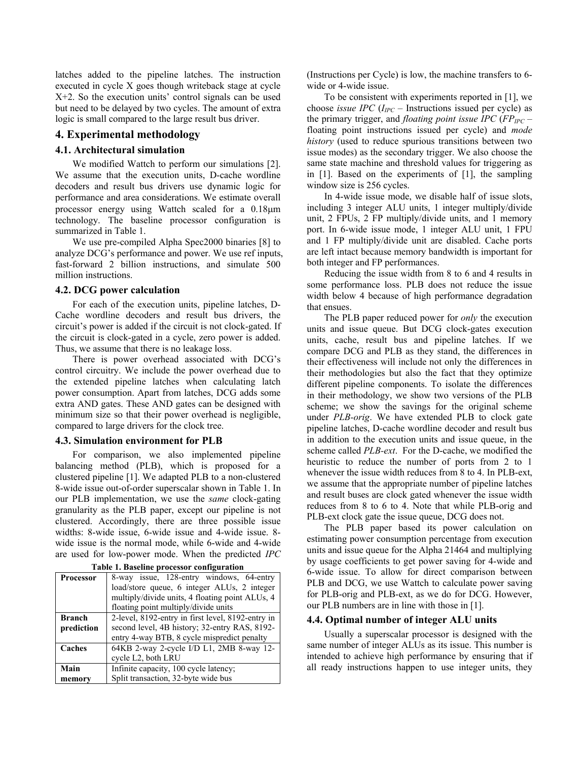latches added to the pipeline latches. The instruction executed in cycle X goes though writeback stage at cycle X+2. So the execution units' control signals can be used but need to be delayed by two cycles. The amount of extra logic is small compared to the large result bus driver.

## 4. Experimental methodology

### 4.1. Architectural simulation

We modified Wattch to perform our simulations [2]. We assume that the execution units, D-cache wordline decoders and result bus drivers use dynamic logic for performance and area considerations. We estimate overall processor energy using Wattch scaled for a 0.18μm technology. The baseline processor configuration is summarized in Table 1.

We use pre-compiled Alpha Spec2000 binaries [8] to analyze DCG's performance and power. We use ref inputs, fast-forward 2 billion instructions, and simulate 500 million instructions.

### 4.2. DCG power calculation

For each of the execution units, pipeline latches, D-Cache wordline decoders and result bus drivers, the circuit's power is added if the circuit is not clock-gated. If the circuit is clock-gated in a cycle, zero power is added. Thus, we assume that there is no leakage loss.

There is power overhead associated with DCG's control circuitry. We include the power overhead due to the extended pipeline latches when calculating latch power consumption. Apart from latches, DCG adds some extra AND gates. These AND gates can be designed with minimum size so that their power overhead is negligible, compared to large drivers for the clock tree.

### 4.3. Simulation environment for PLB

For comparison, we also implemented pipeline balancing method (PLB), which is proposed for a clustered pipeline [1]. We adapted PLB to a non-clustered 8-wide issue out-of-order superscalar shown in Table 1. In our PLB implementation, we use the *same* clock-gating granularity as the PLB paper, except our pipeline is not clustered. Accordingly, there are three possible issue widths: 8-wide issue, 6-wide issue and 4-wide issue. 8-wide issue is the normal mode, while 6-wide and 4-wide are used for low-power mode. When the predicted *IPC* (Instructions per Cycle) is low, the machine transfers to 6-wide or 4-wide issue.

**Table 1. Baseline processor configuration**

| | |
|---|---|
| **Processor** | 8-way issue, 128-entry windows, 64-entry load/store queue, 6 integer ALUs, 2 integer multiply/divide units, 4 floating point ALUs, 4 floating point multiply/divide units |
| **Branch prediction** | 2-level, 8192-entry in first level, 8192-entry in second level, 4B history; 32-entry RAS, 8192-entry 4-way BTB, 8 cycle mispredict penalty |
| **Caches** | 64KB 2-way 2-cycle I/D L1, 2MB 8-way 12-cycle L2, both LRU |
| **Main memory** | Infinite capacity, 100 cycle latency; Split transaction, 32-byte wide bus |

To be consistent with experiments reported in [1], we choose *issue IPC* ($I_{IPC}$ – Instructions issued per cycle) as the primary trigger, and *floating point issue IPC* ($FP_{IPC}$ – floating point instructions issued per cycle) and *mode history* (used to reduce spurious transitions between two issue modes) as the secondary trigger. We also choose the same state machine and threshold values for triggering as in [1]. Based on the experiments of [1], the sampling window size is 256 cycles.

In 4-wide issue mode, we disable half of issue slots, including 3 integer ALU units, 1 integer multiply/divide unit, 2 FPUs, 2 FP multiply/divide units, and 1 memory port. In 6-wide issue mode, 1 integer ALU unit, 1 FPU and 1 FP multiply/divide unit are disabled. Cache ports are left intact because memory bandwidth is important for both integer and FP performances.

Reducing the issue width from 8 to 6 and 4 results in some performance loss. PLB does not reduce the issue width below 4 because of high performance degradation that ensues.

The PLB paper reduced power for *only* the execution units and issue queue. But DCG clock-gates execution units, cache, result bus and pipeline latches. If we compare DCG and PLB as they stand, the differences in their effectiveness will include not only the differences in their methodologies but also the fact that they optimize different pipeline components. To isolate the differences in their methodology, we show two versions of the PLB scheme; we show the savings for the original scheme under *PLB-orig*. We have extended PLB to clock gate pipeline latches, D-cache wordline decoder and result bus in addition to the execution units and issue queue, in the scheme called *PLB-ext*. For the D-cache, we modified the heuristic to reduce the number of ports from 2 to 1 whenever the issue width reduces from 8 to 4. In PLB-ext, we assume that the appropriate number of pipeline latches and result buses are clock gated whenever the issue width reduces from 8 to 6 to 4. Note that while PLB-orig and PLB-ext clock gate the issue queue, DCG does not.

The PLB paper based its power calculation on estimating power consumption percentage from execution units and issue queue for the Alpha 21464 and multiplying by usage coefficients to get power saving for 4-wide and 6-wide issue. To allow for direct comparison between PLB and DCG, we use Wattch to calculate power saving for PLB-orig and PLB-ext, as we do for DCG. However, our PLB numbers are in line with those in [1].

### 4.4. Optimal number of integer ALU units

Usually a superscalar processor is designed with the same number of integer ALUs as its issue. This number is intended to achieve high performance by ensuring that if all ready instructions happen to use integer units, they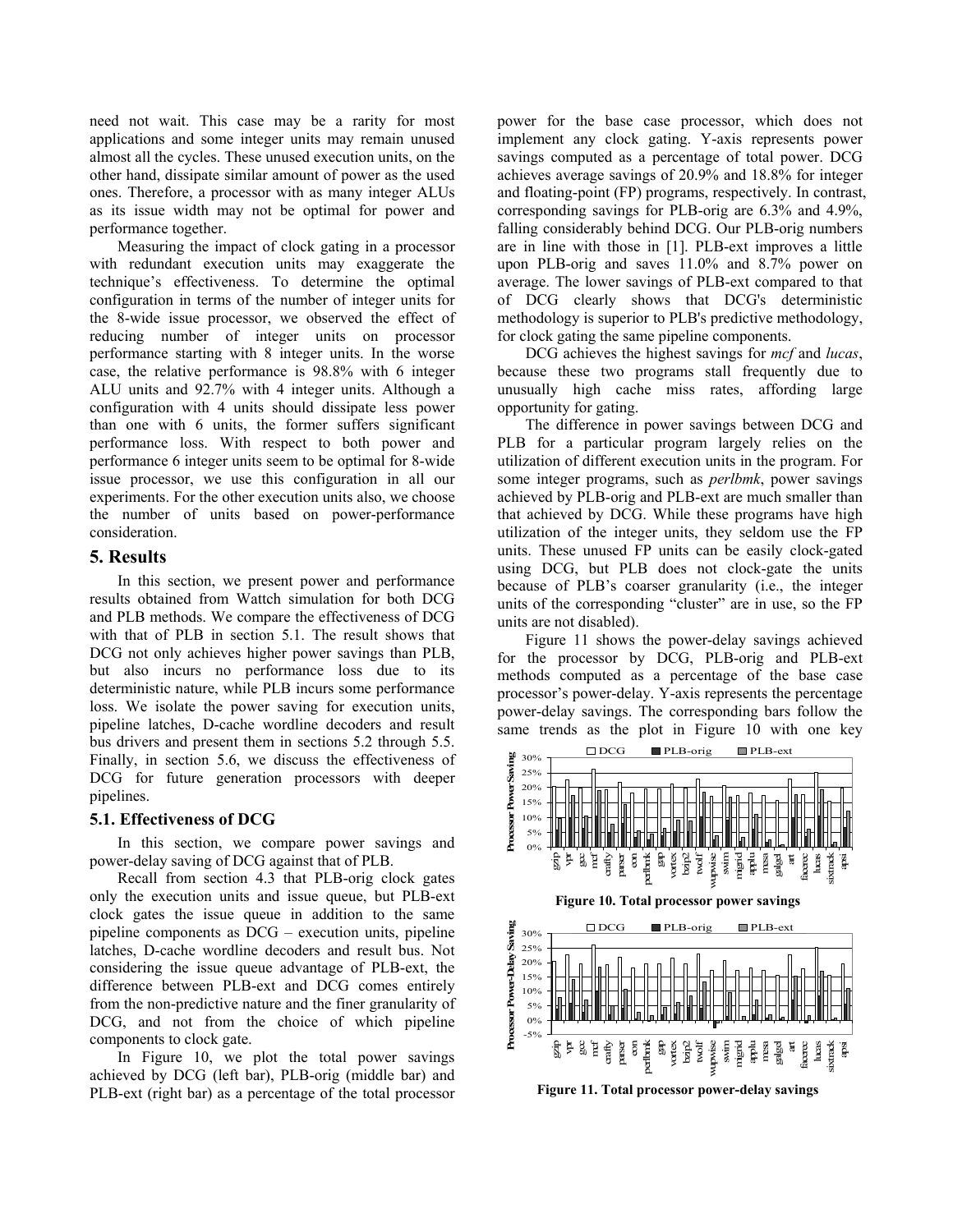need not wait. This case may be a rarity for most applications and some integer units may remain unused almost all the cycles. These unused execution units, on the other hand, dissipate similar amount of power as the used ones. Therefore, a processor with as many integer ALUs as its issue width may not be optimal for power and performance together.

Measuring the impact of clock gating in a processor with redundant execution units may exaggerate the technique's effectiveness. To determine the optimal configuration in terms of the number of integer units for the 8-wide issue processor, we observed the effect of reducing number of integer units on processor performance starting with 8 integer units. In the worse case, the relative performance is 98.8% with 6 integer ALU units and 92.7% with 4 integer units. Although a configuration with 4 units should dissipate less power than one with 6 units, the former suffers significant performance loss. With respect to both power and performance 6 integer units seem to be optimal for 8-wide issue processor, we use this configuration in all our experiments. For the other execution units also, we choose the number of units based on power-performance consideration.

## 5. Results

In this section, we present power and performance results obtained from Wattch simulation for both DCG and PLB methods. We compare the effectiveness of DCG with that of PLB in section 5.1. The result shows that DCG not only achieves higher power savings than PLB, but also incurs no performance loss due to its deterministic nature, while PLB incurs some performance loss. We isolate the power saving for execution units, pipeline latches, D-cache wordline decoders and result bus drivers and present them in sections 5.2 through 5.5. Finally, in section 5.6, we discuss the effectiveness of DCG for future generation processors with deeper pipelines.

### 5.1. Effectiveness of DCG

In this section, we compare power savings and power-delay saving of DCG against that of PLB.

Recall from section 4.3 that PLB-orig clock gates only the execution units and issue queue, but PLB-ext clock gates the issue queue in addition to the same pipeline components as DCG – execution units, pipeline latches, D-cache wordline decoders and result bus. Not considering the issue queue advantage of PLB-ext, the difference between PLB-ext and DCG comes entirely from the non-predictive nature and the finer granularity of DCG, and not from the choice of which pipeline components to clock gate.

In Figure 10, we plot the total power savings achieved by DCG (left bar), PLB-orig (middle bar) and PLB-ext (right bar) as a percentage of the total processor power for the base case processor, which does not implement any clock gating. Y-axis represents power savings computed as a percentage of total power. DCG achieves average savings of 20.9% and 18.8% for integer and floating-point (FP) programs, respectively. In contrast, corresponding savings for PLB-orig are 6.3% and 4.9%, falling considerably behind DCG. Our PLB-orig numbers are in line with those in [1]. PLB-ext improves a little upon PLB-orig and saves 11.0% and 8.7% power on average. The lower savings of PLB-ext compared to that of DCG clearly shows that DCG's deterministic methodology is superior to PLB's predictive methodology, for clock gating the same pipeline components.

DCG achieves the highest savings for *mcf* and *lucas*, because these two programs stall frequently due to unusually high cache miss rates, affording large opportunity for gating.

The difference in power savings between DCG and PLB for a particular program largely relies on the utilization of different execution units in the program. For some integer programs, such as *perlbmk*, power savings achieved by PLB-orig and PLB-ext are much smaller than that achieved by DCG. While these programs have high utilization of the integer units, they seldom use the FP units. These unused FP units can be easily clock-gated using DCG, but PLB does not clock-gate the units because of PLB's coarser granularity (i.e., the integer units of the corresponding "cluster" are in use, so the FP units are not disabled).

Figure 11 shows the power-delay savings achieved for the processor by DCG, PLB-orig and PLB-ext methods computed as a percentage of the base case processor's power-delay. Y-axis represents the percentage power-delay savings. The corresponding bars follow the same trends as the plot in Figure 10 with one key

**Figure 10. Total processor power savings**

**Figure 11. Total processor power-delay savings**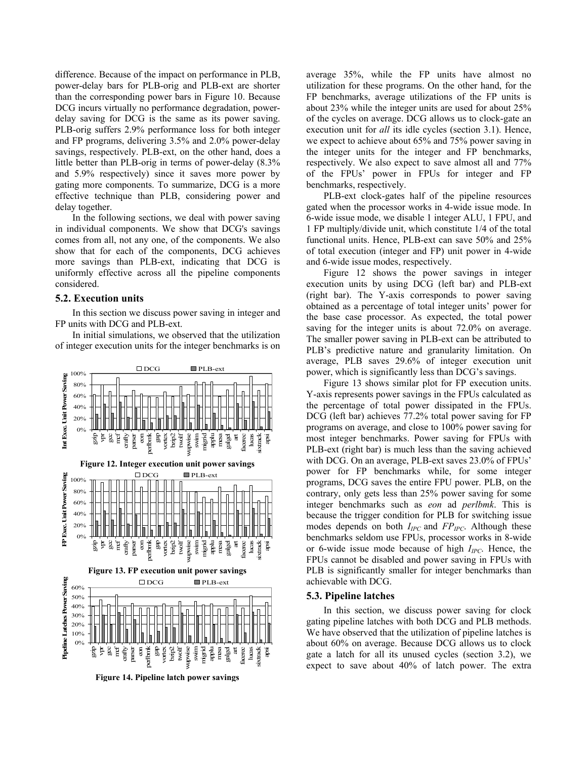difference. Because of the impact on performance in PLB, power-delay bars for PLB-orig and PLB-ext are shorter than the corresponding power bars in Figure 10. Because DCG incurs virtually no performance degradation, power-delay saving for DCG is the same as its power saving. PLB-orig suffers 2.9% performance loss for both integer and FP programs, delivering 3.5% and 2.0% power-delay savings, respectively. PLB-ext, on the other hand, does a little better than PLB-orig in terms of power-delay (8.3% and 5.9% respectively) since it saves more power by gating more components. To summarize, DCG is a more effective technique than PLB, considering power and delay together.

In the following sections, we deal with power saving in individual components. We show that DCG's savings comes from all, not any one, of the components. We also show that for each of the components, DCG achieves more savings than PLB-ext, indicating that DCG is uniformly effective across all the pipeline components considered.

### 5.2. Execution units

In this section we discuss power saving in integer and FP units with DCG and PLB-ext.

In initial simulations, we observed that the utilization of integer execution units for the integer benchmarks is on average 35%, while the FP units have almost no utilization for these programs. On the other hand, for the FP benchmarks, average utilizations of the FP units is about 23% while the integer units are used for about 25% of the cycles on average. DCG allows us to clock-gate an execution unit for *all* its idle cycles (section 3.1). Hence, we expect to achieve about 65% and 75% power saving in the integer units for the integer and FP benchmarks, respectively. We also expect to save almost all and 77% of the FPUs' power in FPUs for integer and FP benchmarks, respectively.

PLB-ext clock-gates half of the pipeline resources gated when the processor works in 4-wide issue mode. In 6-wide issue mode, we disable 1 integer ALU, 1 FPU, and 1 FP multiply/divide unit, which constitute 1/4 of the total functional units. Hence, PLB-ext can save 50% and 25% of total execution (integer and FP) unit power in 4-wide and 6-wide issue modes, respectively.

Figure 12 shows the power savings in integer execution units by using DCG (left bar) and PLB-ext (right bar). The Y-axis corresponds to power saving obtained as a percentage of total integer units' power for the base case processor. As expected, the total power saving for the integer units is about 72.0% on average. The smaller power saving in PLB-ext can be attributed to PLB's predictive nature and granularity limitation. On average, PLB saves 29.6% of integer execution unit power, which is significantly less than DCG's savings.

**Figure 12. Integer execution unit power savings**

**Figure 13. FP execution unit power savings**

**Figure 14. Pipeline latch power savings**

Figure 13 shows similar plot for FP execution units. Y-axis represents power savings in the FPUs calculated as the percentage of total power dissipated in the FPUs. DCG (left bar) achieves 77.2% total power saving for FP programs on average, and close to 100% power saving for most integer benchmarks. Power saving for FPUs with PLB-ext (right bar) is much less than the saving achieved with DCG. On an average, PLB-ext saves 23.0% of FPUs' power for FP benchmarks while, for some integer programs, DCG saves the entire FPU power. PLB, on the contrary, only gets less than 25% power saving for some integer benchmarks such as *eon* ad *perlbmk*. This is because the trigger condition for PLB for switching issue modes depends on both $I_{IPC}$ and $FP_{IPC}$. Although these benchmarks seldom use FPUs, processor works in 8-wide or 6-wide issue mode because of high $I_{IPC}$. Hence, the FPUs cannot be disabled and power saving in FPUs with PLB is significantly smaller for integer benchmarks than achievable with DCG.

### 5.3. Pipeline latches

In this section, we discuss power saving for clock gating pipeline latches with both DCG and PLB methods. We have observed that the utilization of pipeline latches is about 60% on average. Because DCG allows us to clock gate a latch for all its unused cycles (section 3.2), we expect to save about 40% of latch power. The extra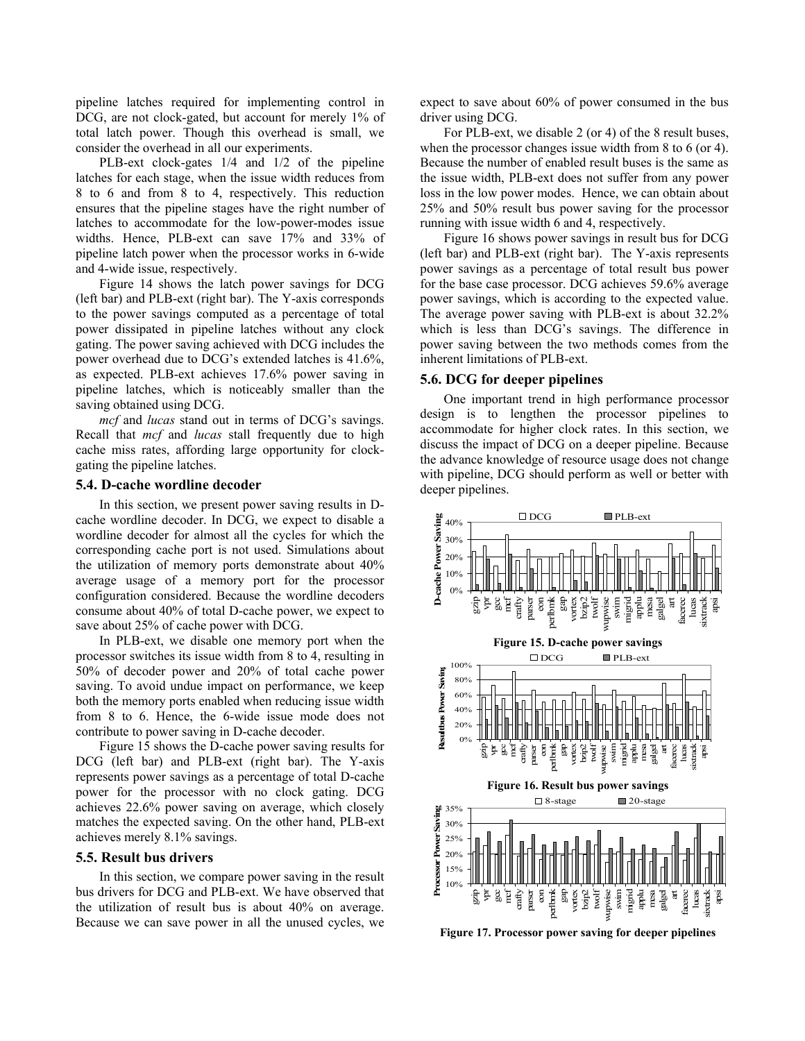pipeline latches required for implementing control in DCG, are not clock-gated, but account for merely 1% of total latch power. Though this overhead is small, we consider the overhead in all our experiments.

PLB-ext clock-gates 1/4 and 1/2 of the pipeline latches for each stage, when the issue width reduces from 8 to 6 and from 8 to 4, respectively. This reduction ensures that the pipeline stages have the right number of latches to accommodate for the low-power-modes issue widths. Hence, PLB-ext can save 17% and 33% of pipeline latch power when the processor works in 6-wide and 4-wide issue, respectively.

Figure 14 shows the latch power savings for DCG (left bar) and PLB-ext (right bar). The Y-axis corresponds to the power savings computed as a percentage of total power dissipated in pipeline latches without any clock gating. The power saving achieved with DCG includes the power overhead due to DCG's extended latches is 41.6%, as expected. PLB-ext achieves 17.6% power saving in pipeline latches, which is noticeably smaller than the saving obtained using DCG.

*mcf* and *lucas* stand out in terms of DCG's savings. Recall that *mcf* and *lucas* stall frequently due to high cache miss rates, affording large opportunity for clock-gating the pipeline latches.

### 5.4. D-cache wordline decoder

In this section, we present power saving results in D-cache wordline decoder. In DCG, we expect to disable a wordline decoder for almost all the cycles for which the corresponding cache port is not used. Simulations about the utilization of memory ports demonstrate about 40% average usage of a memory port for the processor configuration considered. Because the wordline decoders consume about 40% of total D-cache power, we expect to save about 25% of cache power with DCG.

In PLB-ext, we disable one memory port when the processor switches its issue width from 8 to 4, resulting in 50% of decoder power and 20% of total cache power saving. To avoid undue impact on performance, we keep both the memory ports enabled when reducing issue width from 8 to 6. Hence, the 6-wide issue mode does not contribute to power saving in D-cache decoder.

Figure 15 shows the D-cache power saving results for DCG (left bar) and PLB-ext (right bar). The Y-axis represents power savings as a percentage of total D-cache power for the processor with no clock gating. DCG achieves 22.6% power saving on average, which closely matches the expected saving. On the other hand, PLB-ext achieves merely 8.1% savings.

### 5.5. Result bus drivers

In this section, we compare power saving in the result bus drivers for DCG and PLB-ext. We have observed that the utilization of result bus is about 40% on average. Because we can save power in all the unused cycles, we expect to save about 60% of power consumed in the bus driver using DCG.

For PLB-ext, we disable 2 (or 4) of the 8 result buses, when the processor changes issue width from 8 to 6 (or 4). Because the number of enabled result buses is the same as the issue width, PLB-ext does not suffer from any power loss in the low power modes. Hence, we can obtain about 25% and 50% result bus power saving for the processor running with issue width 6 and 4, respectively.

Figure 16 shows power savings in result bus for DCG (left bar) and PLB-ext (right bar). The Y-axis represents power savings as a percentage of total result bus power for the base case processor. DCG achieves 59.6% average power savings, which is according to the expected value. The average power saving with PLB-ext is about 32.2% which is less than DCG's savings. The difference in power saving between the two methods comes from the inherent limitations of PLB-ext.

### 5.6. DCG for deeper pipelines

One important trend in high performance processor design is to lengthen the processor pipelines to accommodate for higher clock rates. In this section, we discuss the impact of DCG on a deeper pipeline. Because the advance knowledge of resource usage does not change with pipeline, DCG should perform as well or better with deeper pipelines.

**Figure 15. D-cache power savings**

**Figure 16. Result bus power savings**

**Figure 17. Processor power saving for deeper pipelines**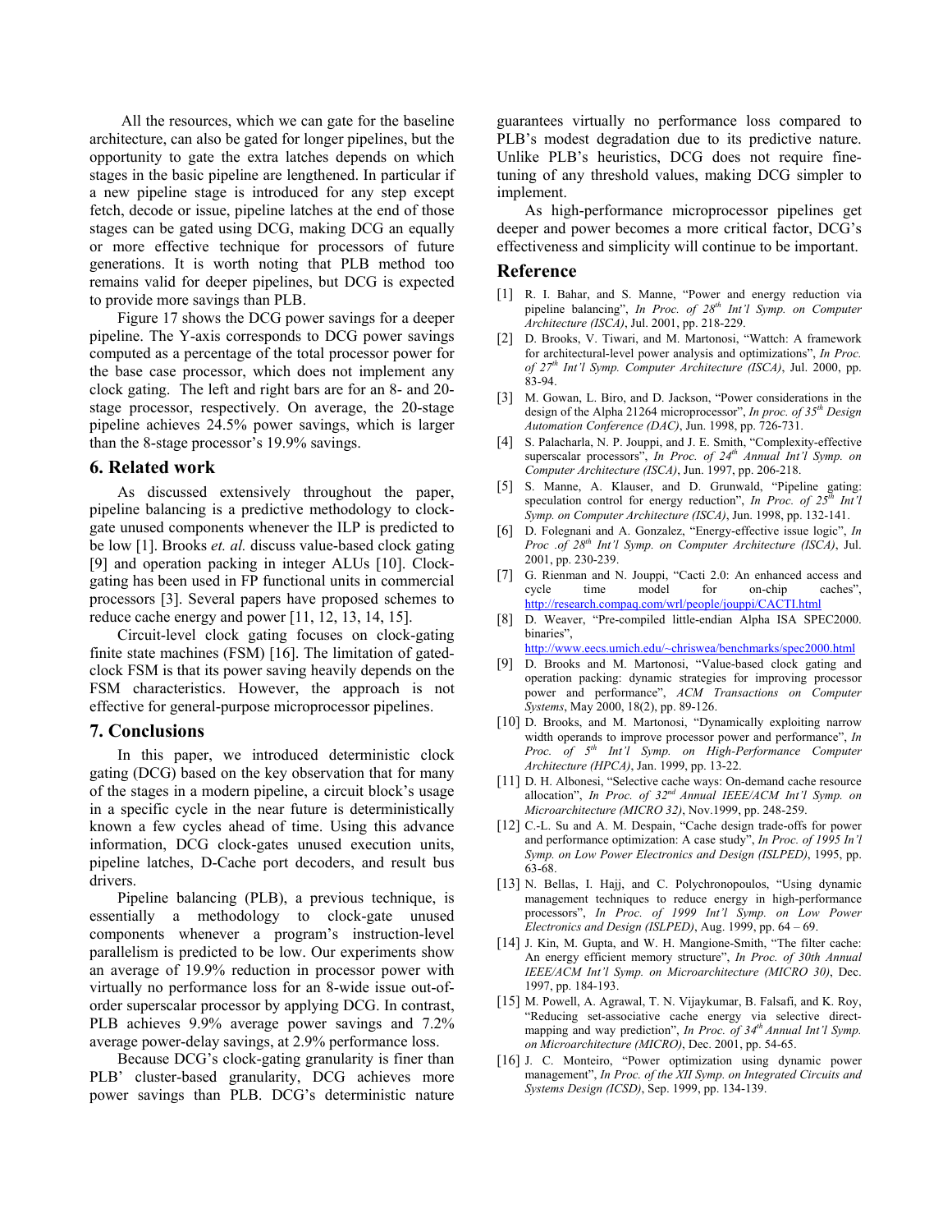All the resources, which we can gate for the baseline architecture, can also be gated for longer pipelines, but the opportunity to gate the extra latches depends on which stages in the basic pipeline are lengthened. In particular if a new pipeline stage is introduced for any step except fetch, decode or issue, pipeline latches at the end of those stages can be gated using DCG, making DCG an equally or more effective technique for processors of future generations. It is worth noting that PLB method too remains valid for deeper pipelines, but DCG is expected to provide more savings than PLB.

Figure 17 shows the DCG power savings for a deeper pipeline. The Y-axis corresponds to DCG power savings computed as a percentage of the total processor power for the base case processor, which does not implement any clock gating. The left and right bars are for an 8- and 20-stage processor, respectively. On average, the 20-stage pipeline achieves 24.5% power savings, which is larger than the 8-stage processor's 19.9% savings.

## 6. Related work

As discussed extensively throughout the paper, pipeline balancing is a predictive methodology to clock-gate unused components whenever the ILP is predicted to be low [1]. Brooks *et. al.* discuss value-based clock gating [9] and operation packing in integer ALUs [10]. Clock-gating has been used in FP functional units in commercial processors [3]. Several papers have proposed schemes to reduce cache energy and power [11, 12, 13, 14, 15].

Circuit-level clock gating focuses on clock-gating finite state machines (FSM) [16]. The limitation of gated-clock FSM is that its power saving heavily depends on the FSM characteristics. However, the approach is not effective for general-purpose microprocessor pipelines.

## 7. Conclusions

In this paper, we introduced deterministic clock gating (DCG) based on the key observation that for many of the stages in a modern pipeline, a circuit block's usage in a specific cycle in the near future is deterministically known a few cycles ahead of time. Using this advance information, DCG clock-gates unused execution units, pipeline latches, D-Cache port decoders, and result bus drivers.

Pipeline balancing (PLB), a previous technique, is essentially a methodology to clock-gate unused components whenever a program's instruction-level parallelism is predicted to be low. Our experiments show an average of 19.9% reduction in processor power with virtually no performance loss for an 8-wide issue out-of-order superscalar processor by applying DCG. In contrast, PLB achieves 9.9% average power savings and 7.2% average power-delay savings, at 2.9% performance loss.

Because DCG's clock-gating granularity is finer than PLB' cluster-based granularity, DCG achieves more power savings than PLB. DCG's deterministic nature guarantees virtually no performance loss compared to PLB's modest degradation due to its predictive nature. Unlike PLB's heuristics, DCG does not require fine-tuning of any threshold values, making DCG simpler to implement.

As high-performance microprocessor pipelines get deeper and power becomes a more critical factor, DCG's effectiveness and simplicity will continue to be important.

## Reference

[1] R. I. Bahar, and S. Manne, "Power and energy reduction via pipeline balancing", *In Proc. of 28th Int'l Symp. on Computer Architecture (ISCA)*, Jul. 2001, pp. 218-229.

[2] D. Brooks, V. Tiwari, and M. Martonosi, "Wattch: A framework for architectural-level power analysis and optimizations", *In Proc. of 27th Int'l Symp. Computer Architecture (ISCA)*, Jul. 2000, pp. 83-94.

[3] M. Gowan, L. Biro, and D. Jackson, "Power considerations in the design of the Alpha 21264 microprocessor", *In proc. of 35th Design Automation Conference (DAC)*, Jun. 1998, pp. 726-731.

[4] S. Palacharla, N. P. Jouppi, and J. E. Smith, "Complexity-effective superscalar processors", *In Proc. of 24th Annual Int'l Symp. on Computer Architecture (ISCA)*, Jun. 1997, pp. 206-218.

[5] S. Manne, A. Klauser, and D. Grunwald, "Pipeline gating: speculation control for energy reduction", *In Proc. of 25th Int'l Symp. on Computer Architecture (ISCA)*, Jun. 1998, pp. 132-141.

[6] D. Folegnani and A. Gonzalez, "Energy-effective issue logic", *In Proc .of 28th Int'l Symp. on Computer Architecture (ISCA)*, Jul. 2001, pp. 230-239.

[7] G. Rienman and N. Jouppi, "Cacti 2.0: An enhanced access and cycle time model for on-chip caches", http://research.compaq.com/wrl/people/jouppi/CACTI.html

[8] D. Weaver, "Pre-compiled little-endian Alpha ISA SPEC2000. binaries", http://www.eecs.umich.edu/~chriswea/benchmarks/spec2000.html

[9] D. Brooks and M. Martonosi, "Value-based clock gating and operation packing: dynamic strategies for improving processor power and performance", *ACM Transactions on Computer Systems*, May 2000, 18(2), pp. 89-126.

[10] D. Brooks, and M. Martonosi, "Dynamically exploiting narrow width operands to improve processor power and performance", *In Proc. of 5th Int'l Symp. on High-Performance Computer Architecture (HPCA)*, Jan. 1999, pp. 13-22.

[11] D. H. Albonesi, "Selective cache ways: On-demand cache resource allocation", *In Proc. of 32nd Annual IEEE/ACM Int'l Symp. on Microarchitecture (MICRO 32)*, Nov.1999, pp. 248-259.

[12] C.-L. Su and A. M. Despain, "Cache design trade-offs for power and performance optimization: A case study", *In Proc. of 1995 In'l Symp. on Low Power Electronics and Design (ISLPED)*, 1995, pp. 63-68.

[13] N. Bellas, I. Hajj, and C. Polychronopoulos, "Using dynamic management techniques to reduce energy in high-performance processors", *In Proc. of 1999 Int'l Symp. on Low Power Electronics and Design (ISLPED)*, Aug. 1999, pp. 64 – 69.

[14] J. Kin, M. Gupta, and W. H. Mangione-Smith, "The filter cache: An energy efficient memory structure", *In Proc. of 30th Annual IEEE/ACM Int'l Symp. on Microarchitecture (MICRO 30)*, Dec. 1997, pp. 184-193.

[15] M. Powell, A. Agrawal, T. N. Vijaykumar, B. Falsafi, and K. Roy, "Reducing set-associative cache energy via selective direct-mapping and way prediction", *In Proc. of 34th Annual Int'l Symp. on Microarchitecture (MICRO)*, Dec. 2001, pp. 54-65.

[16] J. C. Monteiro, "Power optimization using dynamic power management", *In Proc. of the XII Symp. on Integrated Circuits and Systems Design (ICSD)*, Sep. 1999, pp. 134-139.